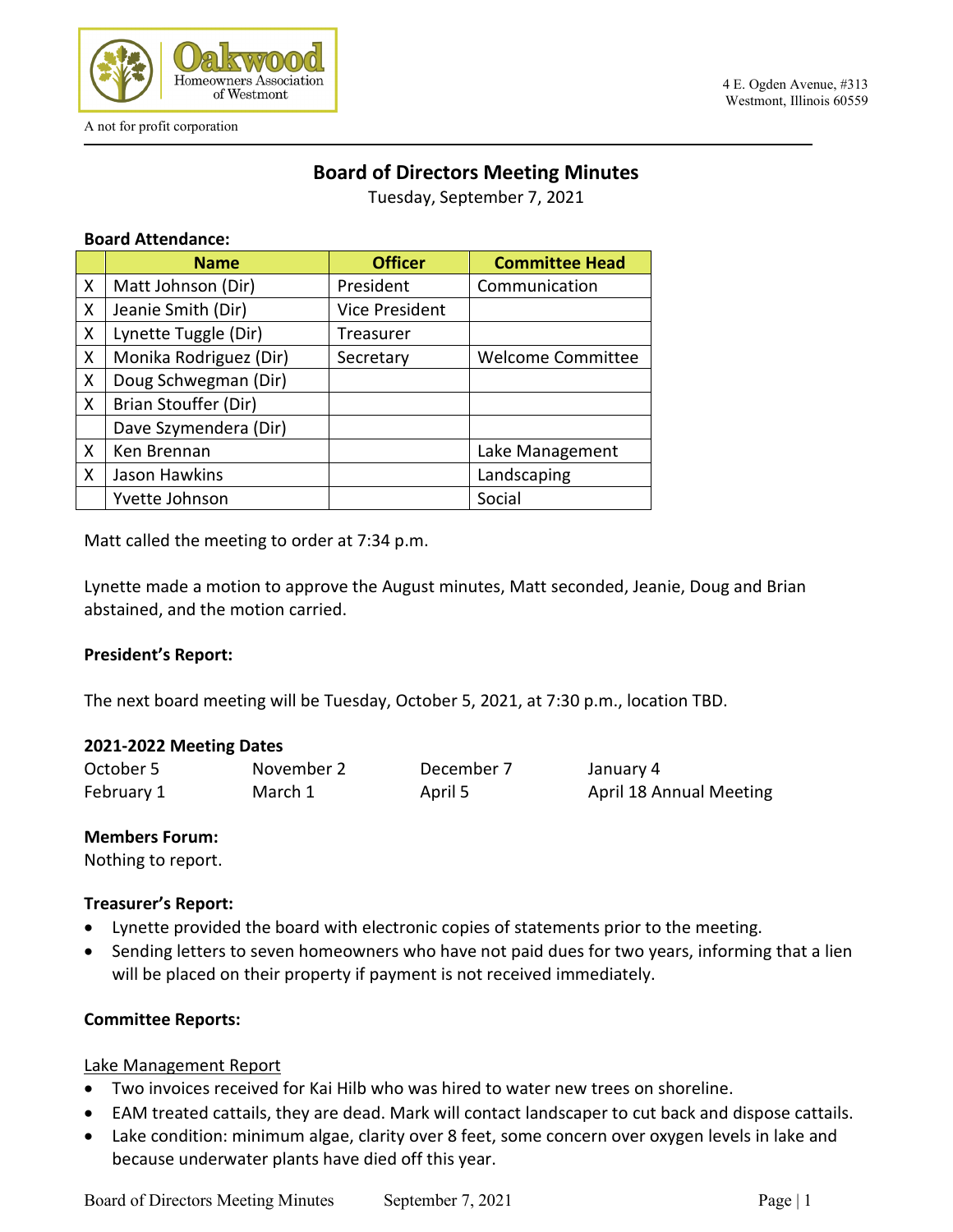Oakwood Homeowners Association of Westmont

A not for profit corporation

4 E. Ogden Avenue, #313
Westmont, Illinois 60559

# Board of Directors Meeting Minutes

Tuesday, September 7, 2021

**Board Attendance:**

| | Name | Officer | Committee Head |
|---|---|---|---|
| X | Matt Johnson (Dir) | President | Communication |
| X | Jeanie Smith (Dir) | Vice President | |
| X | Lynette Tuggle (Dir) | Treasurer | |
| X | Monika Rodriguez (Dir) | Secretary | Welcome Committee |
| X | Doug Schwegman (Dir) | | |
| X | Brian Stouffer (Dir) | | |
| | Dave Szymendera (Dir) | | |
| X | Ken Brennan | | Lake Management |
| X | Jason Hawkins | | Landscaping |
| | Yvette Johnson | | Social |

Matt called the meeting to order at 7:34 p.m.

Lynette made a motion to approve the August minutes, Matt seconded, Jeanie, Doug and Brian abstained, and the motion carried.

**President's Report:**

The next board meeting will be Tuesday, October 5, 2021, at 7:30 p.m., location TBD.

**2021-2022 Meeting Dates**

| | | | |
|---|---|---|---|
| October 5 | November 2 | December 7 | January 4 |
| February 1 | March 1 | April 5 | April 18 Annual Meeting |

**Members Forum:**

Nothing to report.

**Treasurer's Report:**

- Lynette provided the board with electronic copies of statements prior to the meeting.
- Sending letters to seven homeowners who have not paid dues for two years, informing that a lien will be placed on their property if payment is not received immediately.

**Committee Reports:**

Lake Management Report

- Two invoices received for Kai Hilb who was hired to water new trees on shoreline.
- EAM treated cattails, they are dead. Mark will contact landscaper to cut back and dispose cattails.
- Lake condition: minimum algae, clarity over 8 feet, some concern over oxygen levels in lake and because underwater plants have died off this year.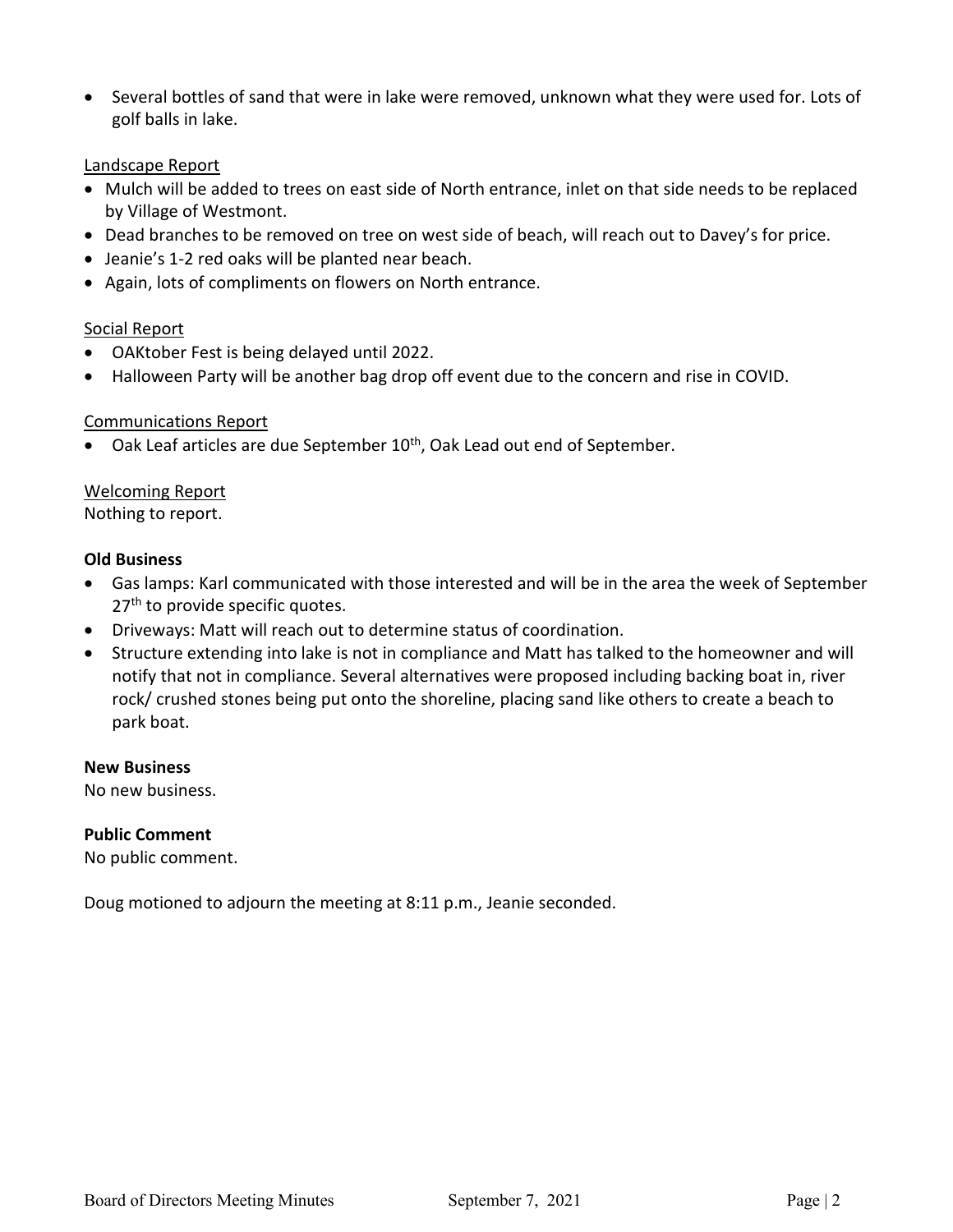- Several bottles of sand that were in lake were removed, unknown what they were used for. Lots of golf balls in lake.

Landscape Report

- Mulch will be added to trees on east side of North entrance, inlet on that side needs to be replaced by Village of Westmont.
- Dead branches to be removed on tree on west side of beach, will reach out to Davey's for price.
- Jeanie's 1-2 red oaks will be planted near beach.
- Again, lots of compliments on flowers on North entrance.

Social Report

- OAKtober Fest is being delayed until 2022.
- Halloween Party will be another bag drop off event due to the concern and rise in COVID.

Communications Report

- Oak Leaf articles are due September 10th, Oak Lead out end of September.

Welcoming Report

Nothing to report.

**Old Business**

- Gas lamps: Karl communicated with those interested and will be in the area the week of September 27th to provide specific quotes.
- Driveways: Matt will reach out to determine status of coordination.
- Structure extending into lake is not in compliance and Matt has talked to the homeowner and will notify that not in compliance. Several alternatives were proposed including backing boat in, river rock/ crushed stones being put onto the shoreline, placing sand like others to create a beach to park boat.

**New Business**

No new business.

**Public Comment**

No public comment.

Doug motioned to adjourn the meeting at 8:11 p.m., Jeanie seconded.